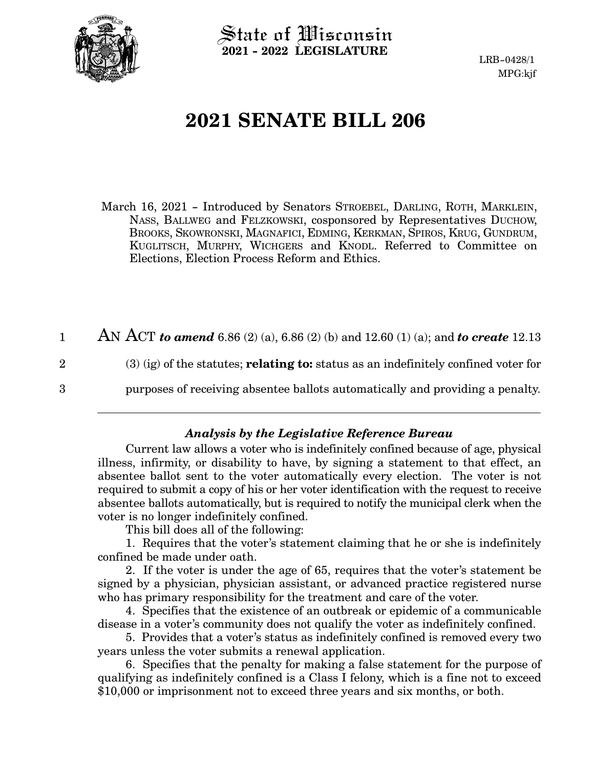State of Wisconsin
**2021 - 2022 LEGISLATURE**

LRB-0428/1
MPG:kjf

# 2021 SENATE BILL 206

March 16, 2021 – Introduced by Senators STROEBEL, DARLING, ROTH, MARKLEIN, NASS, BALLWEG and FELZKOWSKI, cosponsored by Representatives DUCHOW, BROOKS, SKOWRONSKI, MAGNAFICI, EDMING, KERKMAN, SPIROS, KRUG, GUNDRUM, KUGLITSCH, MURPHY, WICHGERS and KNODL. Referred to Committee on Elections, Election Process Reform and Ethics.

1 AN ACT ***to amend*** 6.86 (2) (a), 6.86 (2) (b) and 12.60 (1) (a); and ***to create*** 12.13
2 (3) (ig) of the statutes; **relating to:** status as an indefinitely confined voter for
3 purposes of receiving absentee ballots automatically and providing a penalty.

---

### *Analysis by the Legislative Reference Bureau*

Current law allows a voter who is indefinitely confined because of age, physical illness, infirmity, or disability to have, by signing a statement to that effect, an absentee ballot sent to the voter automatically every election. The voter is not required to submit a copy of his or her voter identification with the request to receive absentee ballots automatically, but is required to notify the municipal clerk when the voter is no longer indefinitely confined.

This bill does all of the following:

1. Requires that the voter's statement claiming that he or she is indefinitely confined be made under oath.

2. If the voter is under the age of 65, requires that the voter's statement be signed by a physician, physician assistant, or advanced practice registered nurse who has primary responsibility for the treatment and care of the voter.

4. Specifies that the existence of an outbreak or epidemic of a communicable disease in a voter's community does not qualify the voter as indefinitely confined.

5. Provides that a voter's status as indefinitely confined is removed every two years unless the voter submits a renewal application.

6. Specifies that the penalty for making a false statement for the purpose of qualifying as indefinitely confined is a Class I felony, which is a fine not to exceed $10,000 or imprisonment not to exceed three years and six months, or both.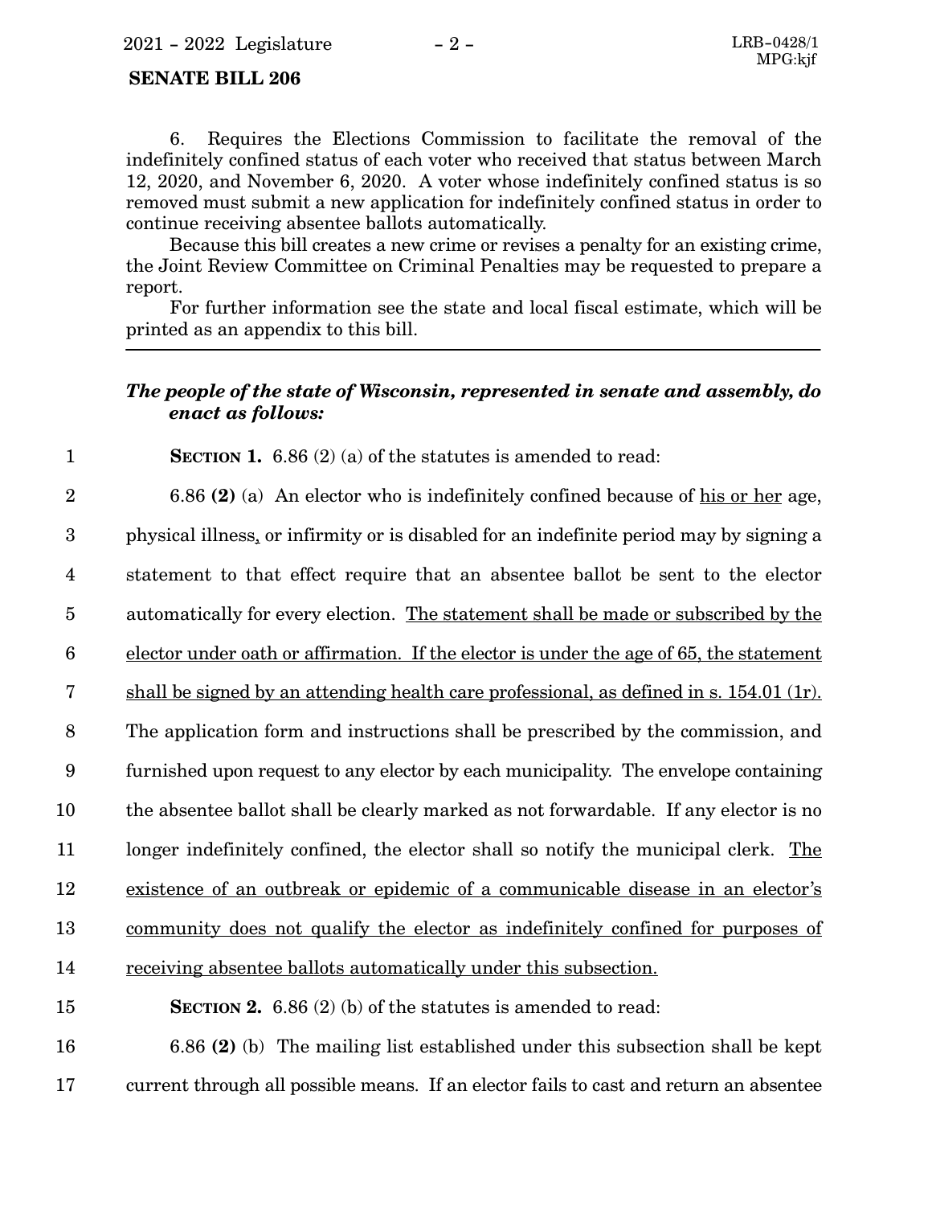6. Requires the Elections Commission to facilitate the removal of the indefinitely confined status of each voter who received that status between March 12, 2020, and November 6, 2020. A voter whose indefinitely confined status is so removed must submit a new application for indefinitely confined status in order to continue receiving absentee ballots automatically.

Because this bill creates a new crime or revises a penalty for an existing crime, the Joint Review Committee on Criminal Penalties may be requested to prepare a report.

For further information see the state and local fiscal estimate, which will be printed as an appendix to this bill.

***The people of the state of Wisconsin, represented in senate and assembly, do enact as follows:***

**SECTION 1.** 6.86 (2) (a) of the statutes is amended to read:

6.86 **(2)** (a) An elector who is indefinitely confined because of <u>his or her</u> age, physical illness<u>,</u> or infirmity or is disabled for an indefinite period may by signing a statement to that effect require that an absentee ballot be sent to the elector automatically for every election. <u>The statement shall be made or subscribed by the elector under oath or affirmation. If the elector is under the age of 65, the statement shall be signed by an attending health care professional, as defined in s. 154.01 (1r).</u> The application form and instructions shall be prescribed by the commission, and furnished upon request to any elector by each municipality. The envelope containing the absentee ballot shall be clearly marked as not forwardable. If any elector is no longer indefinitely confined, the elector shall so notify the municipal clerk. <u>The existence of an outbreak or epidemic of a communicable disease in an elector's community does not qualify the elector as indefinitely confined for purposes of receiving absentee ballots automatically under this subsection.</u>

**SECTION 2.** 6.86 (2) (b) of the statutes is amended to read:

6.86 **(2)** (b) The mailing list established under this subsection shall be kept current through all possible means. If an elector fails to cast and return an absentee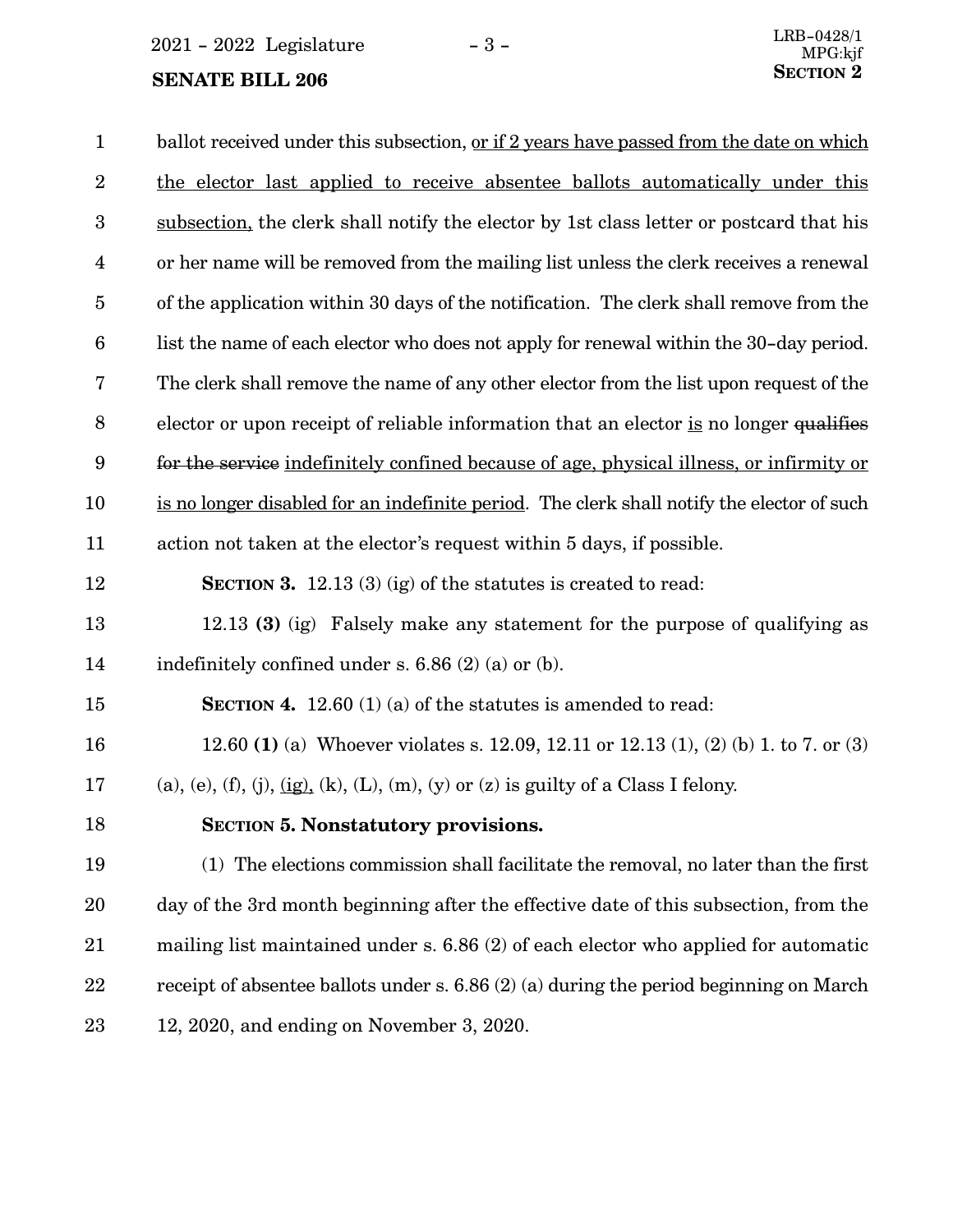ballot received under this subsection, <u>or if 2 years have passed from the date on which the elector last applied to receive absentee ballots automatically under this subsection,</u> the clerk shall notify the elector by 1st class letter or postcard that his or her name will be removed from the mailing list unless the clerk receives a renewal of the application within 30 days of the notification. The clerk shall remove from the list the name of each elector who does not apply for renewal within the 30-day period. The clerk shall remove the name of any other elector from the list upon request of the elector or upon receipt of reliable information that an elector <u>is</u> no longer ~~qualifies for the service~~ <u>indefinitely confined because of age, physical illness, or infirmity or is no longer disabled for an indefinite period</u>. The clerk shall notify the elector of such action not taken at the elector's request within 5 days, if possible.

**SECTION 3.** 12.13 (3) (ig) of the statutes is created to read:

12.13 **(3)** (ig) Falsely make any statement for the purpose of qualifying as indefinitely confined under s. 6.86 (2) (a) or (b).

**SECTION 4.** 12.60 (1) (a) of the statutes is amended to read:

12.60 **(1)** (a) Whoever violates s. 12.09, 12.11 or 12.13 (1), (2) (b) 1. to 7. or (3) (a), (e), (f), (j), <u>(ig),</u> (k), (L), (m), (y) or (z) is guilty of a Class I felony.

**SECTION 5. Nonstatutory provisions.**

(1) The elections commission shall facilitate the removal, no later than the first day of the 3rd month beginning after the effective date of this subsection, from the mailing list maintained under s. 6.86 (2) of each elector who applied for automatic receipt of absentee ballots under s. 6.86 (2) (a) during the period beginning on March 12, 2020, and ending on November 3, 2020.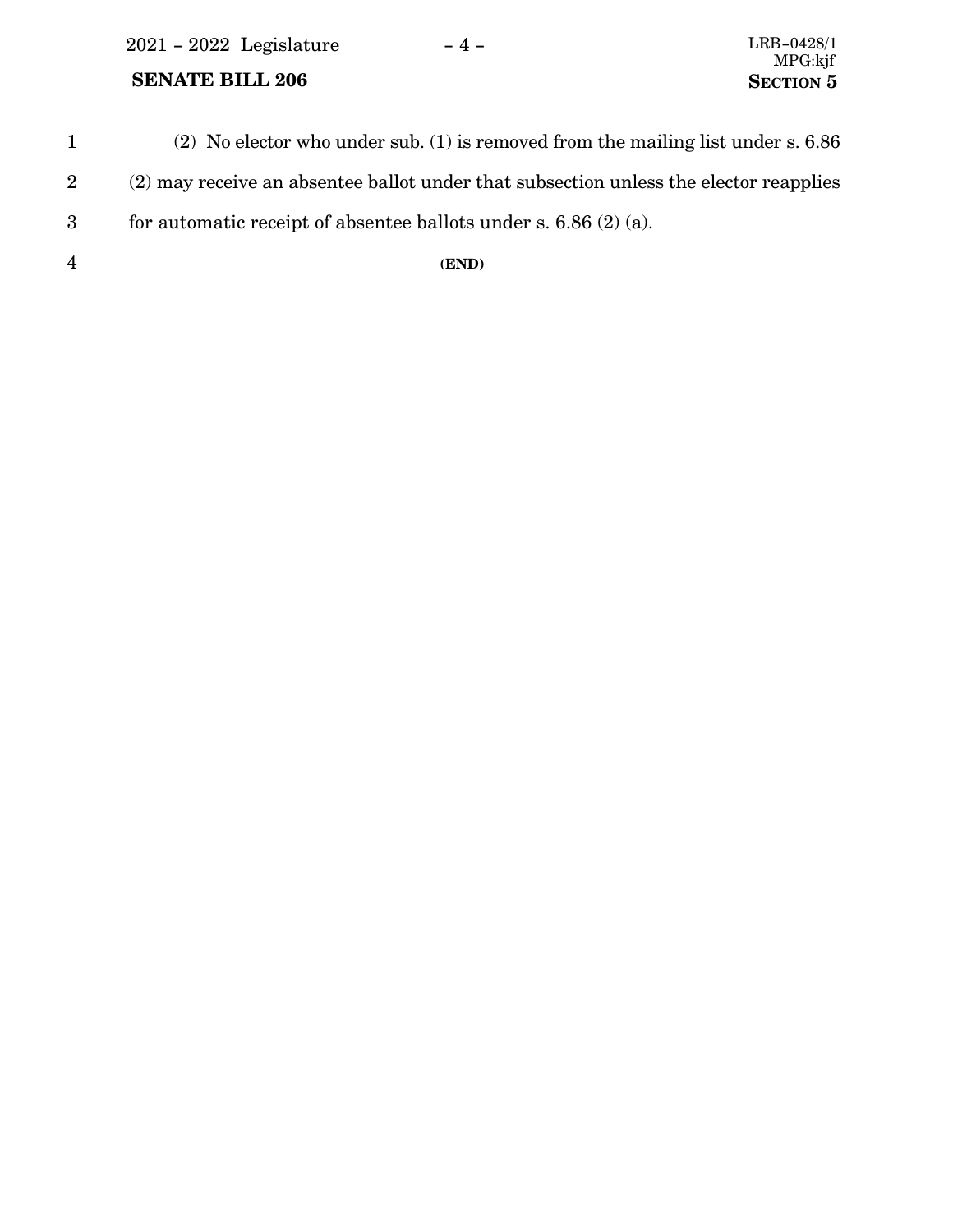(2) No elector who under sub. (1) is removed from the mailing list under s. 6.86 (2) may receive an absentee ballot under that subsection unless the elector reapplies for automatic receipt of absentee ballots under s. 6.86 (2) (a).

**(END)**